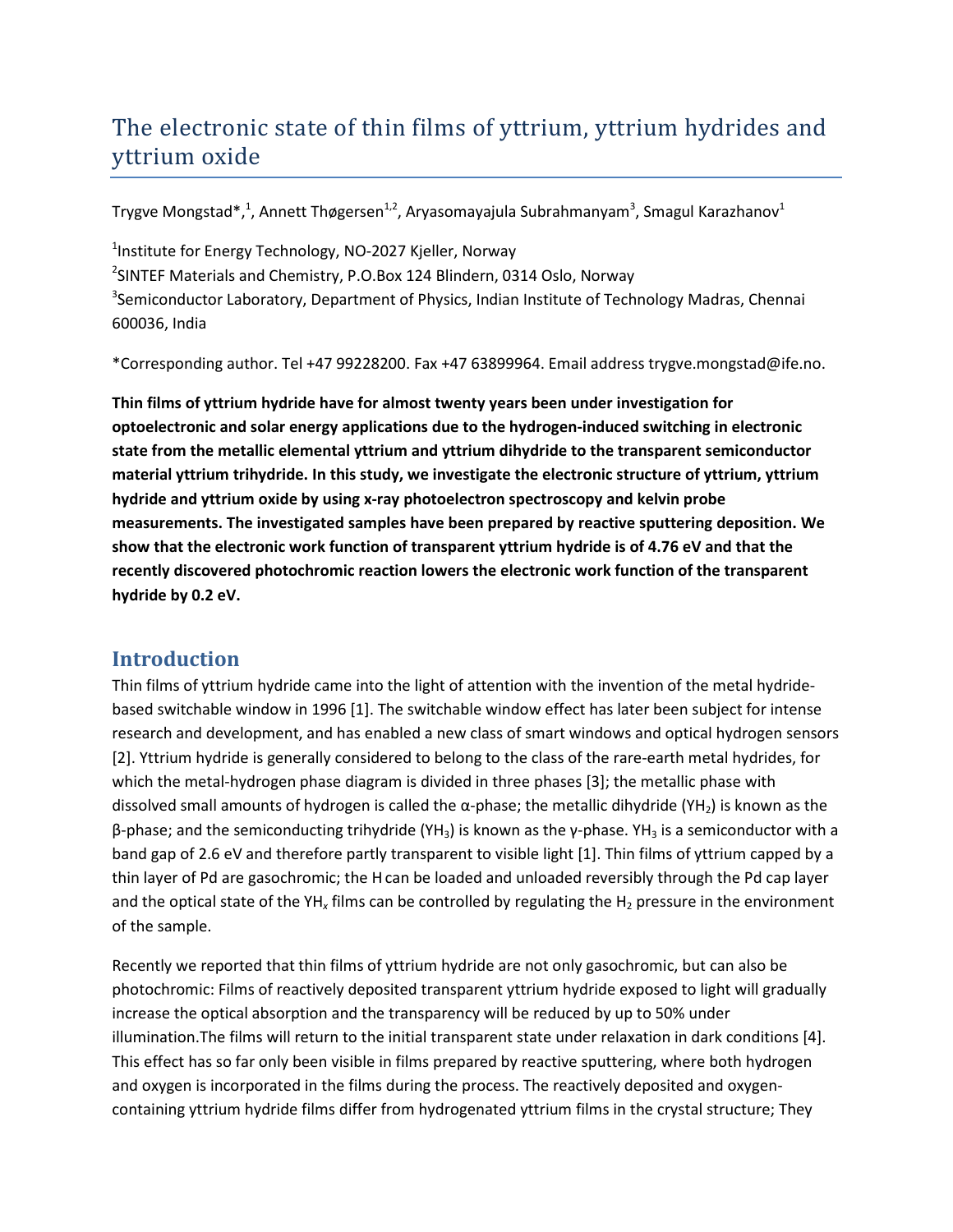# The electronic state of thin films of yttrium, yttrium hydrides and yttrium oxide

Trygve Mongstad*,[1], Annett Thøgersen[1,2], Aryasomayajula Subrahmanyam[3], Smagul Karazhanov[1]

[1]Institute for Energy Technology, NO-2027 Kjeller, Norway

[2]SINTEF Materials and Chemistry, P.O.Box 124 Blindern, 0314 Oslo, Norway

[3]Semiconductor Laboratory, Department of Physics, Indian Institute of Technology Madras, Chennai 600036, India

*Corresponding author. Tel +47 99228200. Fax +47 63899964. Email address trygve.mongstad@ife.no.

**Thin films of yttrium hydride have for almost twenty years been under investigation for optoelectronic and solar energy applications due to the hydrogen-induced switching in electronic state from the metallic elemental yttrium and yttrium dihydride to the transparent semiconductor material yttrium trihydride. In this study, we investigate the electronic structure of yttrium, yttrium hydride and yttrium oxide by using x-ray photoelectron spectroscopy and kelvin probe measurements. The investigated samples have been prepared by reactive sputtering deposition. We show that the electronic work function of transparent yttrium hydride is of 4.76 eV and that the recently discovered photochromic reaction lowers the electronic work function of the transparent hydride by 0.2 eV.**

## Introduction

Thin films of yttrium hydride came into the light of attention with the invention of the metal hydride-based switchable window in 1996 [1]. The switchable window effect has later been subject for intense research and development, and has enabled a new class of smart windows and optical hydrogen sensors [2]. Yttrium hydride is generally considered to belong to the class of the rare-earth metal hydrides, for which the metal-hydrogen phase diagram is divided in three phases [3]; the metallic phase with dissolved small amounts of hydrogen is called the α-phase; the metallic dihydride ($YH_2$) is known as the β-phase; and the semiconducting trihydride ($YH_3$) is known as the γ-phase. $YH_3$ is a semiconductor with a band gap of 2.6 eV and therefore partly transparent to visible light [1]. Thin films of yttrium capped by a thin layer of Pd are gasochromic; the H can be loaded and unloaded reversibly through the Pd cap layer and the optical state of the $YH_x$ films can be controlled by regulating the $H_2$ pressure in the environment of the sample.

Recently we reported that thin films of yttrium hydride are not only gasochromic, but can also be photochromic: Films of reactively deposited transparent yttrium hydride exposed to light will gradually increase the optical absorption and the transparency will be reduced by up to 50% under illumination.The films will return to the initial transparent state under relaxation in dark conditions [4]. This effect has so far only been visible in films prepared by reactive sputtering, where both hydrogen and oxygen is incorporated in the films during the process. The reactively deposited and oxygen-containing yttrium hydride films differ from hydrogenated yttrium films in the crystal structure; They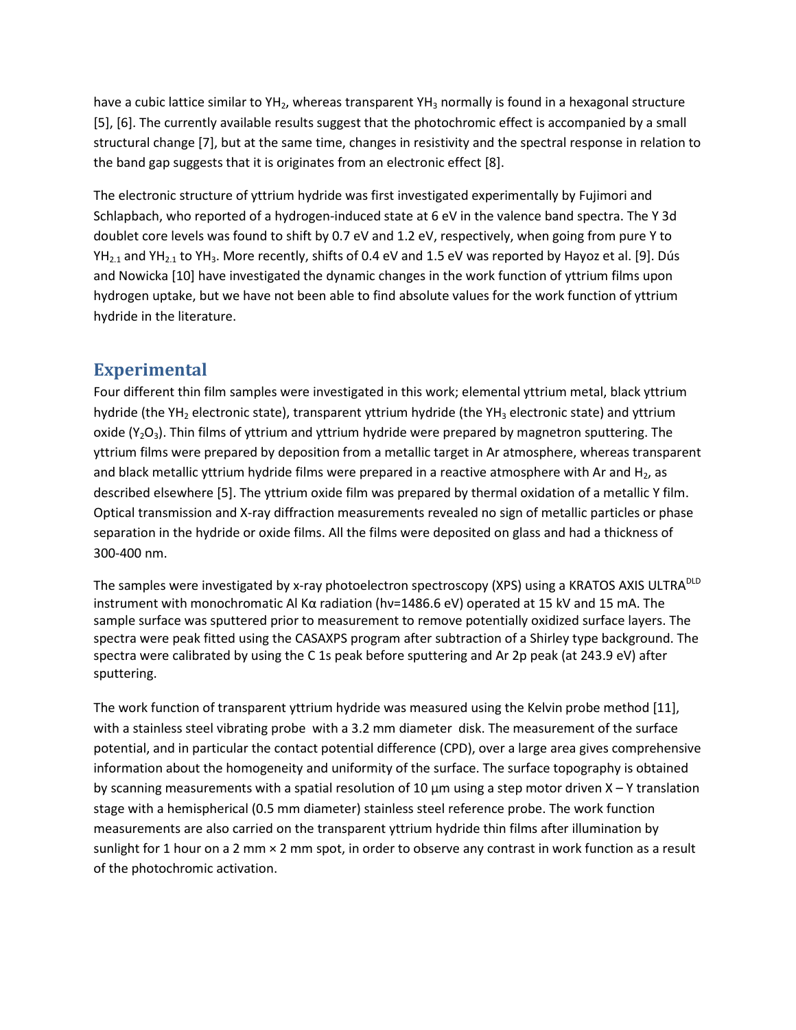have a cubic lattice similar to $YH_2$, whereas transparent $YH_3$ normally is found in a hexagonal structure [5], [6]. The currently available results suggest that the photochromic effect is accompanied by a small structural change [7], but at the same time, changes in resistivity and the spectral response in relation to the band gap suggests that it is originates from an electronic effect [8].

The electronic structure of yttrium hydride was first investigated experimentally by Fujimori and Schlapbach, who reported of a hydrogen-induced state at 6 eV in the valence band spectra. The Y 3d doublet core levels was found to shift by 0.7 eV and 1.2 eV, respectively, when going from pure Y to $YH_{2.1}$ and $YH_{2.1}$ to $YH_3$. More recently, shifts of 0.4 eV and 1.5 eV was reported by Hayoz et al. [9]. Dús and Nowicka [10] have investigated the dynamic changes in the work function of yttrium films upon hydrogen uptake, but we have not been able to find absolute values for the work function of yttrium hydride in the literature.

## Experimental

Four different thin film samples were investigated in this work; elemental yttrium metal, black yttrium hydride (the $YH_2$ electronic state), transparent yttrium hydride (the $YH_3$ electronic state) and yttrium oxide ($Y_2O_3$). Thin films of yttrium and yttrium hydride were prepared by magnetron sputtering. The yttrium films were prepared by deposition from a metallic target in Ar atmosphere, whereas transparent and black metallic yttrium hydride films were prepared in a reactive atmosphere with Ar and $H_2$, as described elsewhere [5]. The yttrium oxide film was prepared by thermal oxidation of a metallic Y film. Optical transmission and X-ray diffraction measurements revealed no sign of metallic particles or phase separation in the hydride or oxide films. All the films were deposited on glass and had a thickness of 300-400 nm.

The samples were investigated by x-ray photoelectron spectroscopy (XPS) using a KRATOS AXIS ULTRA[DLD] instrument with monochromatic Al Kα radiation (hv=1486.6 eV) operated at 15 kV and 15 mA. The sample surface was sputtered prior to measurement to remove potentially oxidized surface layers. The spectra were peak fitted using the CASAXPS program after subtraction of a Shirley type background. The spectra were calibrated by using the C 1s peak before sputtering and Ar 2p peak (at 243.9 eV) after sputtering.

The work function of transparent yttrium hydride was measured using the Kelvin probe method [11], with a stainless steel vibrating probe with a 3.2 mm diameter disk. The measurement of the surface potential, and in particular the contact potential difference (CPD), over a large area gives comprehensive information about the homogeneity and uniformity of the surface. The surface topography is obtained by scanning measurements with a spatial resolution of 10 µm using a step motor driven X – Y translation stage with a hemispherical (0.5 mm diameter) stainless steel reference probe. The work function measurements are also carried on the transparent yttrium hydride thin films after illumination by sunlight for 1 hour on a 2 mm × 2 mm spot, in order to observe any contrast in work function as a result of the photochromic activation.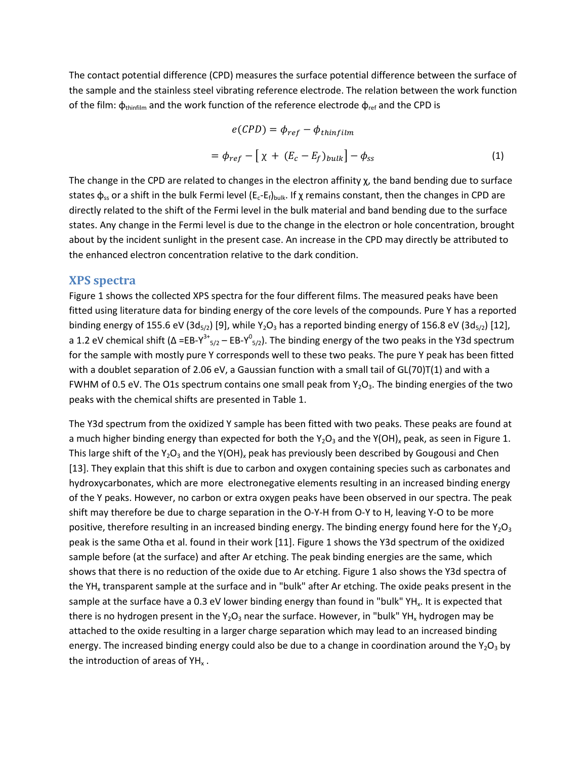The contact potential difference (CPD) measures the surface potential difference between the surface of the sample and the stainless steel vibrating reference electrode. The relation between the work function of the film: $\phi_{thinfilm}$ and the work function of the reference electrode $\phi_{ref}$ and the CPD is

$$e(CPD) = \phi_{ref} - \phi_{thinfilm}$$

$$= \phi_{ref} - [\, \chi + (E_c - E_f)_{bulk}] - \phi_{ss} \quad (1)$$

The change in the CPD are related to changes in the electron affinity χ, the band bending due to surface states $\phi_{ss}$ or a shift in the bulk Fermi level $(E_c\text{-}E_f)_{bulk}$. If χ remains constant, then the changes in CPD are directly related to the shift of the Fermi level in the bulk material and band bending due to the surface states. Any change in the Fermi level is due to the change in the electron or hole concentration, brought about by the incident sunlight in the present case. An increase in the CPD may directly be attributed to the enhanced electron concentration relative to the dark condition.

## XPS spectra

Figure 1 shows the collected XPS spectra for the four different films. The measured peaks have been fitted using literature data for binding energy of the core levels of the compounds. Pure Y has a reported binding energy of 155.6 eV ($3d_{5/2}$) [9], while $Y_2O_3$ has a reported binding energy of 156.8 eV ($3d_{5/2}$) [12], a 1.2 eV chemical shift ($\Delta$ =EB-$Y^{3+}_{5/2}$ – EB-$Y^{0}_{5/2}$). The binding energy of the two peaks in the Y3d spectrum for the sample with mostly pure Y corresponds well to these two peaks. The pure Y peak has been fitted with a doublet separation of 2.06 eV, a Gaussian function with a small tail of GL(70)T(1) and with a FWHM of 0.5 eV. The O1s spectrum contains one small peak from $Y_2O_3$. The binding energies of the two peaks with the chemical shifts are presented in Table 1.

The Y3d spectrum from the oxidized Y sample has been fitted with two peaks. These peaks are found at a much higher binding energy than expected for both the $Y_2O_3$ and the $Y(OH)_x$ peak, as seen in Figure 1. This large shift of the $Y_2O_3$ and the $Y(OH)_x$ peak has previously been described by Gougousi and Chen [13]. They explain that this shift is due to carbon and oxygen containing species such as carbonates and hydroxycarbonates, which are more electronegative elements resulting in an increased binding energy of the Y peaks. However, no carbon or extra oxygen peaks have been observed in our spectra. The peak shift may therefore be due to charge separation in the O-Y-H from O-Y to H, leaving Y-O to be more positive, therefore resulting in an increased binding energy. The binding energy found here for the $Y_2O_3$ peak is the same Otha et al. found in their work [11]. Figure 1 shows the Y3d spectrum of the oxidized sample before (at the surface) and after Ar etching. The peak binding energies are the same, which shows that there is no reduction of the oxide due to Ar etching. Figure 1 also shows the Y3d spectra of the $YH_x$ transparent sample at the surface and in "bulk" after Ar etching. The oxide peaks present in the sample at the surface have a 0.3 eV lower binding energy than found in "bulk" $YH_x$. It is expected that there is no hydrogen present in the $Y_2O_3$ near the surface. However, in "bulk" $YH_x$ hydrogen may be attached to the oxide resulting in a larger charge separation which may lead to an increased binding energy. The increased binding energy could also be due to a change in coordination around the $Y_2O_3$ by the introduction of areas of $YH_x$ .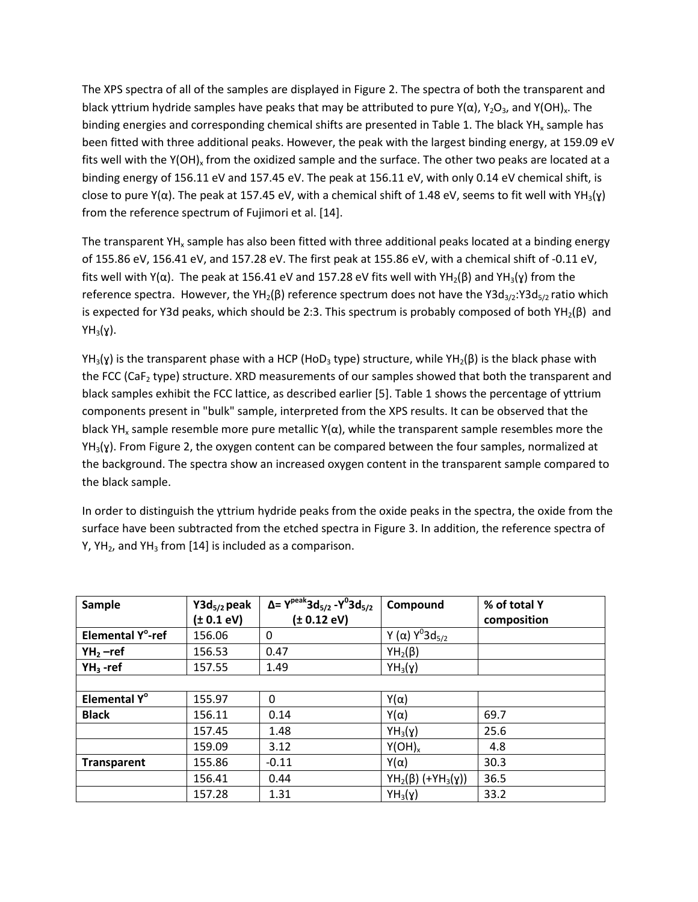The XPS spectra of all of the samples are displayed in Figure 2. The spectra of both the transparent and black yttrium hydride samples have peaks that may be attributed to pure Y(α), $Y_2O_3$, and $Y(OH)_x$. The binding energies and corresponding chemical shifts are presented in Table 1. The black $YH_x$ sample has been fitted with three additional peaks. However, the peak with the largest binding energy, at 159.09 eV fits well with the $Y(OH)_x$ from the oxidized sample and the surface. The other two peaks are located at a binding energy of 156.11 eV and 157.45 eV. The peak at 156.11 eV, with only 0.14 eV chemical shift, is close to pure Y(α). The peak at 157.45 eV, with a chemical shift of 1.48 eV, seems to fit well with $YH_3$(ɣ) from the reference spectrum of Fujimori et al. [14].

The transparent $YH_x$ sample has also been fitted with three additional peaks located at a binding energy of 155.86 eV, 156.41 eV, and 157.28 eV. The first peak at 155.86 eV, with a chemical shift of -0.11 eV, fits well with Y(α). The peak at 156.41 eV and 157.28 eV fits well with $YH_2$(β) and $YH_3$(ɣ) from the reference spectra. However, the $YH_2$(β) reference spectrum does not have the $Y3d_{3/2}$:$Y3d_{5/2}$ ratio which is expected for Y3d peaks, which should be 2:3. This spectrum is probably composed of both $YH_2$(β) and $YH_3$(ɣ).

$YH_3$(ɣ) is the transparent phase with a HCP ($HoD_3$ type) structure, while $YH_2$(β) is the black phase with the FCC ($CaF_2$ type) structure. XRD measurements of our samples showed that both the transparent and black samples exhibit the FCC lattice, as described earlier [5]. Table 1 shows the percentage of yttrium components present in "bulk" sample, interpreted from the XPS results. It can be observed that the black $YH_x$ sample resemble more pure metallic Y(α), while the transparent sample resembles more the $YH_3$(ɣ). From Figure 2, the oxygen content can be compared between the four samples, normalized at the background. The spectra show an increased oxygen content in the transparent sample compared to the black sample.

In order to distinguish the yttrium hydride peaks from the oxide peaks in the spectra, the oxide from the surface have been subtracted from the etched spectra in Figure 3. In addition, the reference spectra of Y, $YH_2$, and $YH_3$ from [14] is included as a comparison.

| Sample | $Y3d_{5/2}$ peak (± 0.1 eV) | $\Delta = Y^{peak}3d_{5/2} - Y^{0}3d_{5/2}$ (± 0.12 eV) | Compound | % of total Y composition |
|---|---|---|---|---|
| **Elemental $Y^o$-ref** | 156.06 | 0 | Y (α) $Y^{0}3d_{5/2}$ | |
| **$YH_2$ –ref** | 156.53 | 0.47 | $YH_2$(β) | |
| **$YH_3$ -ref** | 157.55 | 1.49 | $YH_3$(ɣ) | |
| | | | | |
| **Elemental $Y^o$** | 155.97 | 0 | Y(α) | |
| **Black** | 156.11 | 0.14 | Y(α) | 69.7 |
| | 157.45 | 1.48 | $YH_3$(ɣ) | 25.6 |
| | 159.09 | 3.12 | $Y(OH)_x$ | 4.8 |
| **Transparent** | 155.86 | -0.11 | Y(α) | 30.3 |
| | 156.41 | 0.44 | $YH_2$(β) (+$YH_3$(ɣ)) | 36.5 |
| | 157.28 | 1.31 | $YH_3$(ɣ) | 33.2 |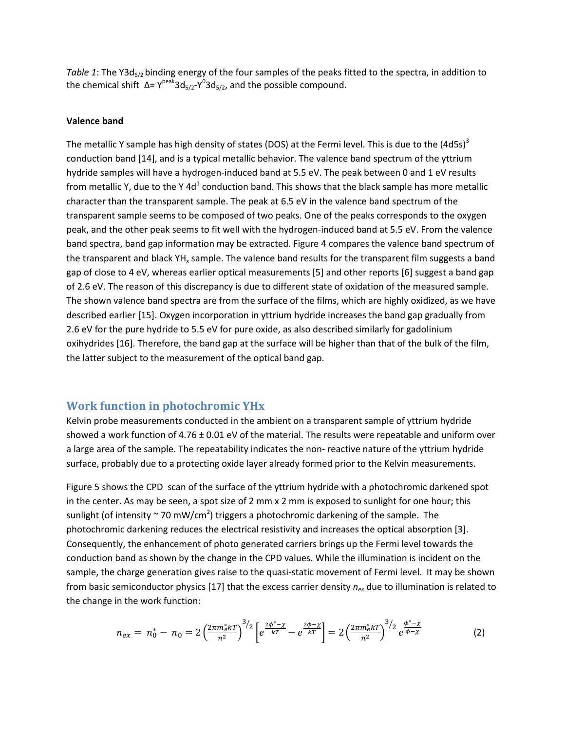*Table 1*: The $Y3d_{5/2}$ binding energy of the four samples of the peaks fitted to the spectra, in addition to the chemical shift $\Delta = Y^{peak}3d_{5/2} - Y^{0}3d_{5/2}$, and the possible compound.

**Valence band**

The metallic Y sample has high density of states (DOS) at the Fermi level. This is due to the $(4d5s)^3$ conduction band [14], and is a typical metallic behavior. The valence band spectrum of the yttrium hydride samples will have a hydrogen-induced band at 5.5 eV. The peak between 0 and 1 eV results from metallic Y, due to the Y $4d^1$ conduction band. This shows that the black sample has more metallic character than the transparent sample. The peak at 6.5 eV in the valence band spectrum of the transparent sample seems to be composed of two peaks. One of the peaks corresponds to the oxygen peak, and the other peak seems to fit well with the hydrogen-induced band at 5.5 eV. From the valence band spectra, band gap information may be extracted. Figure 4 compares the valence band spectrum of the transparent and black $YH_x$ sample. The valence band results for the transparent film suggests a band gap of close to 4 eV, whereas earlier optical measurements [5] and other reports [6] suggest a band gap of 2.6 eV. The reason of this discrepancy is due to different state of oxidation of the measured sample. The shown valence band spectra are from the surface of the films, which are highly oxidized, as we have described earlier [15]. Oxygen incorporation in yttrium hydride increases the band gap gradually from 2.6 eV for the pure hydride to 5.5 eV for pure oxide, as also described similarly for gadolinium oxihydrides [16]. Therefore, the band gap at the surface will be higher than that of the bulk of the film, the latter subject to the measurement of the optical band gap.

## Work function in photochromic YHx

Kelvin probe measurements conducted in the ambient on a transparent sample of yttrium hydride showed a work function of 4.76 ± 0.01 eV of the material. The results were repeatable and uniform over a large area of the sample. The repeatability indicates the non- reactive nature of the yttrium hydride surface, probably due to a protecting oxide layer already formed prior to the Kelvin measurements.

Figure 5 shows the CPD scan of the surface of the yttrium hydride with a photochromic darkened spot in the center. As may be seen, a spot size of 2 mm x 2 mm is exposed to sunlight for one hour; this sunlight (of intensity ~ 70 mW/cm$^2$) triggers a photochromic darkening of the sample. The photochromic darkening reduces the electrical resistivity and increases the optical absorption [3]. Consequently, the enhancement of photo generated carriers brings up the Fermi level towards the conduction band as shown by the change in the CPD values. While the illumination is incident on the sample, the charge generation gives raise to the quasi-static movement of Fermi level. It may be shown from basic semiconductor physics [17] that the excess carrier density $n_{ex}$ due to illumination is related to the change in the work function:

$$n_{ex} = n_0^* - n_0 = 2\left(\frac{2\pi m_e^* kT}{n^2}\right)^{3/2}\left[e^{\frac{2\phi^*-\chi}{kT}} - e^{\frac{2\phi-\chi}{kT}}\right] = 2\left(\frac{2\pi m_e^* kT}{n^2}\right)^{3/2} e^{\frac{\phi^*-\chi}{\phi-\chi}} \tag{2}$$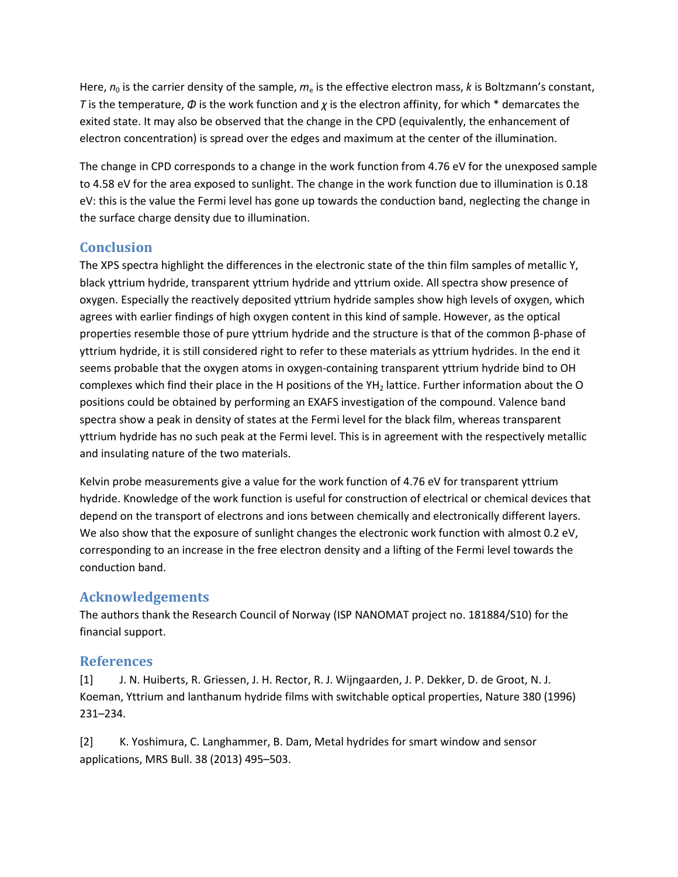Here, $n_0$ is the carrier density of the sample, $m_e$ is the effective electron mass, $k$ is Boltzmann's constant, $T$ is the temperature, $\Phi$ is the work function and $\chi$ is the electron affinity, for which * demarcates the exited state. It may also be observed that the change in the CPD (equivalently, the enhancement of electron concentration) is spread over the edges and maximum at the center of the illumination.

The change in CPD corresponds to a change in the work function from 4.76 eV for the unexposed sample to 4.58 eV for the area exposed to sunlight. The change in the work function due to illumination is 0.18 eV: this is the value the Fermi level has gone up towards the conduction band, neglecting the change in the surface charge density due to illumination.

## Conclusion

The XPS spectra highlight the differences in the electronic state of the thin film samples of metallic Y, black yttrium hydride, transparent yttrium hydride and yttrium oxide. All spectra show presence of oxygen. Especially the reactively deposited yttrium hydride samples show high levels of oxygen, which agrees with earlier findings of high oxygen content in this kind of sample. However, as the optical properties resemble those of pure yttrium hydride and the structure is that of the common β-phase of yttrium hydride, it is still considered right to refer to these materials as yttrium hydrides. In the end it seems probable that the oxygen atoms in oxygen-containing transparent yttrium hydride bind to OH complexes which find their place in the H positions of the $YH_2$ lattice. Further information about the O positions could be obtained by performing an EXAFS investigation of the compound. Valence band spectra show a peak in density of states at the Fermi level for the black film, whereas transparent yttrium hydride has no such peak at the Fermi level. This is in agreement with the respectively metallic and insulating nature of the two materials.

Kelvin probe measurements give a value for the work function of 4.76 eV for transparent yttrium hydride. Knowledge of the work function is useful for construction of electrical or chemical devices that depend on the transport of electrons and ions between chemically and electronically different layers. We also show that the exposure of sunlight changes the electronic work function with almost 0.2 eV, corresponding to an increase in the free electron density and a lifting of the Fermi level towards the conduction band.

## Acknowledgements

The authors thank the Research Council of Norway (ISP NANOMAT project no. 181884/S10) for the financial support.

## References

[1] J. N. Huiberts, R. Griessen, J. H. Rector, R. J. Wijngaarden, J. P. Dekker, D. de Groot, N. J. Koeman, Yttrium and lanthanum hydride films with switchable optical properties, Nature 380 (1996) 231–234.

[2] K. Yoshimura, C. Langhammer, B. Dam, Metal hydrides for smart window and sensor applications, MRS Bull. 38 (2013) 495–503.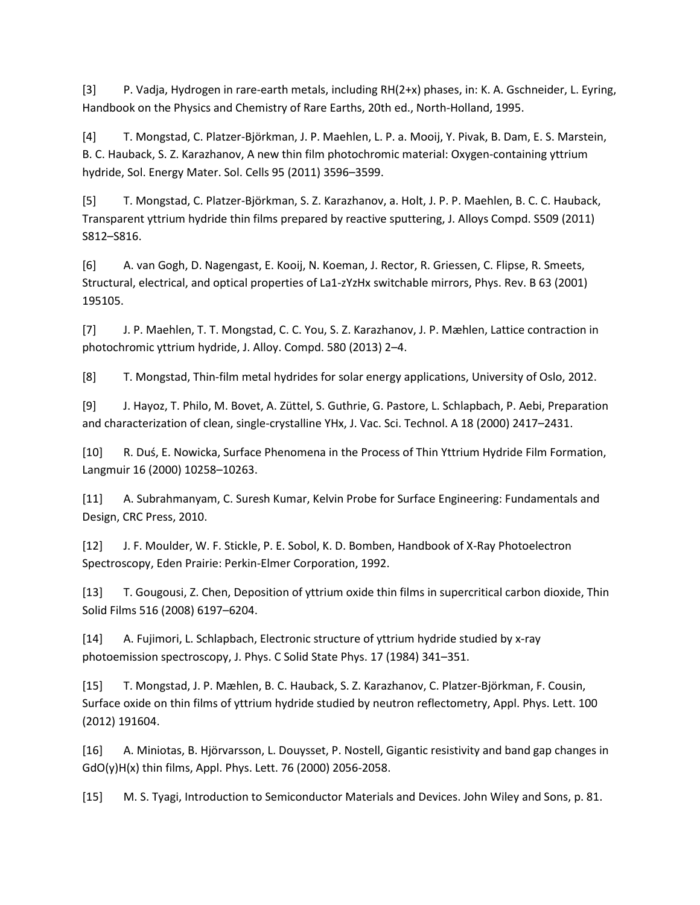[3] P. Vadja, Hydrogen in rare-earth metals, including RH(2+x) phases, in: K. A. Gschneider, L. Eyring, Handbook on the Physics and Chemistry of Rare Earths, 20th ed., North-Holland, 1995.

[4] T. Mongstad, C. Platzer-Björkman, J. P. Maehlen, L. P. a. Mooij, Y. Pivak, B. Dam, E. S. Marstein, B. C. Hauback, S. Z. Karazhanov, A new thin film photochromic material: Oxygen-containing yttrium hydride, Sol. Energy Mater. Sol. Cells 95 (2011) 3596–3599.

[5] T. Mongstad, C. Platzer-Björkman, S. Z. Karazhanov, a. Holt, J. P. P. Maehlen, B. C. C. Hauback, Transparent yttrium hydride thin films prepared by reactive sputtering, J. Alloys Compd. S509 (2011) S812–S816.

[6] A. van Gogh, D. Nagengast, E. Kooij, N. Koeman, J. Rector, R. Griessen, C. Flipse, R. Smeets, Structural, electrical, and optical properties of La1-zYzHx switchable mirrors, Phys. Rev. B 63 (2001) 195105.

[7] J. P. Maehlen, T. T. Mongstad, C. C. You, S. Z. Karazhanov, J. P. Mæhlen, Lattice contraction in photochromic yttrium hydride, J. Alloy. Compd. 580 (2013) 2–4.

[8] T. Mongstad, Thin-film metal hydrides for solar energy applications, University of Oslo, 2012.

[9] J. Hayoz, T. Philo, M. Bovet, A. Züttel, S. Guthrie, G. Pastore, L. Schlapbach, P. Aebi, Preparation and characterization of clean, single-crystalline YHx, J. Vac. Sci. Technol. A 18 (2000) 2417–2431.

[10] R. Duś, E. Nowicka, Surface Phenomena in the Process of Thin Yttrium Hydride Film Formation, Langmuir 16 (2000) 10258–10263.

[11] A. Subrahmanyam, C. Suresh Kumar, Kelvin Probe for Surface Engineering: Fundamentals and Design, CRC Press, 2010.

[12] J. F. Moulder, W. F. Stickle, P. E. Sobol, K. D. Bomben, Handbook of X-Ray Photoelectron Spectroscopy, Eden Prairie: Perkin-Elmer Corporation, 1992.

[13] T. Gougousi, Z. Chen, Deposition of yttrium oxide thin films in supercritical carbon dioxide, Thin Solid Films 516 (2008) 6197–6204.

[14] A. Fujimori, L. Schlapbach, Electronic structure of yttrium hydride studied by x-ray photoemission spectroscopy, J. Phys. C Solid State Phys. 17 (1984) 341–351.

[15] T. Mongstad, J. P. Mæhlen, B. C. Hauback, S. Z. Karazhanov, C. Platzer-Björkman, F. Cousin, Surface oxide on thin films of yttrium hydride studied by neutron reflectometry, Appl. Phys. Lett. 100 (2012) 191604.

[16] A. Miniotas, B. Hjörvarsson, L. Douysset, P. Nostell, Gigantic resistivity and band gap changes in GdO(y)H(x) thin films, Appl. Phys. Lett. 76 (2000) 2056-2058.

[15] M. S. Tyagi, Introduction to Semiconductor Materials and Devices. John Wiley and Sons, p. 81.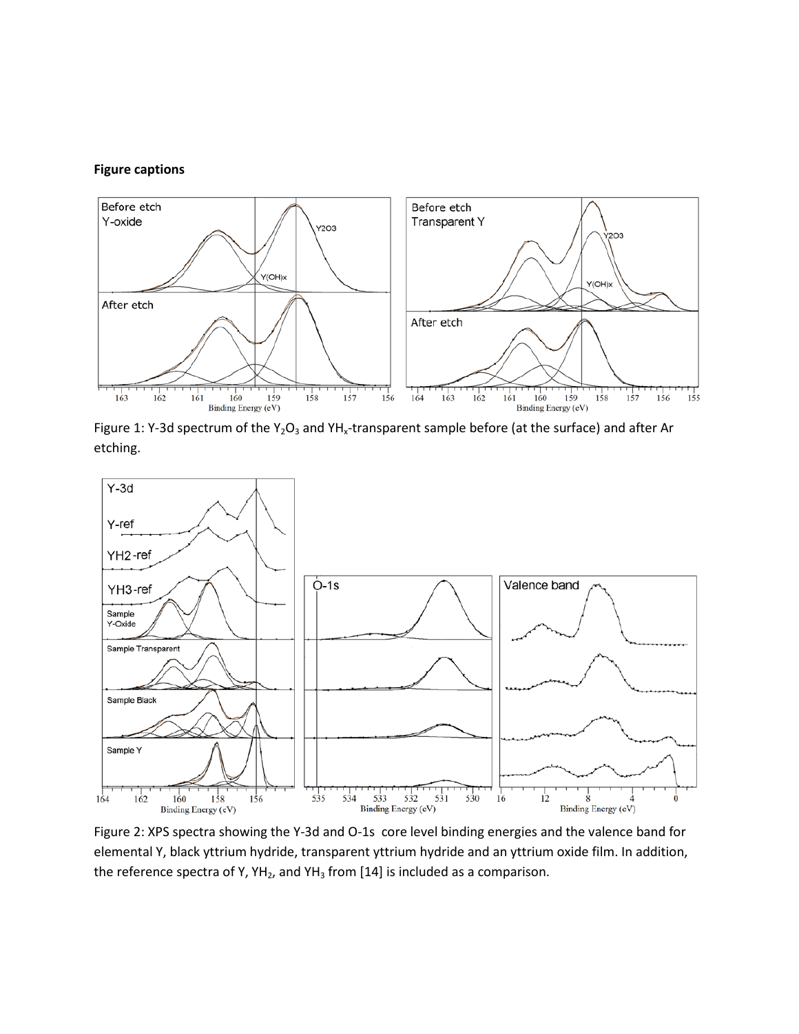**Figure captions**

Figure 1: Y-3d spectrum of the $Y_2O_3$ and $YH_x$-transparent sample before (at the surface) and after Ar etching.

Figure 2: XPS spectra showing the Y-3d and O-1s core level binding energies and the valence band for elemental Y, black yttrium hydride, transparent yttrium hydride and an yttrium oxide film. In addition, the reference spectra of Y, $YH_2$, and $YH_3$ from [14] is included as a comparison.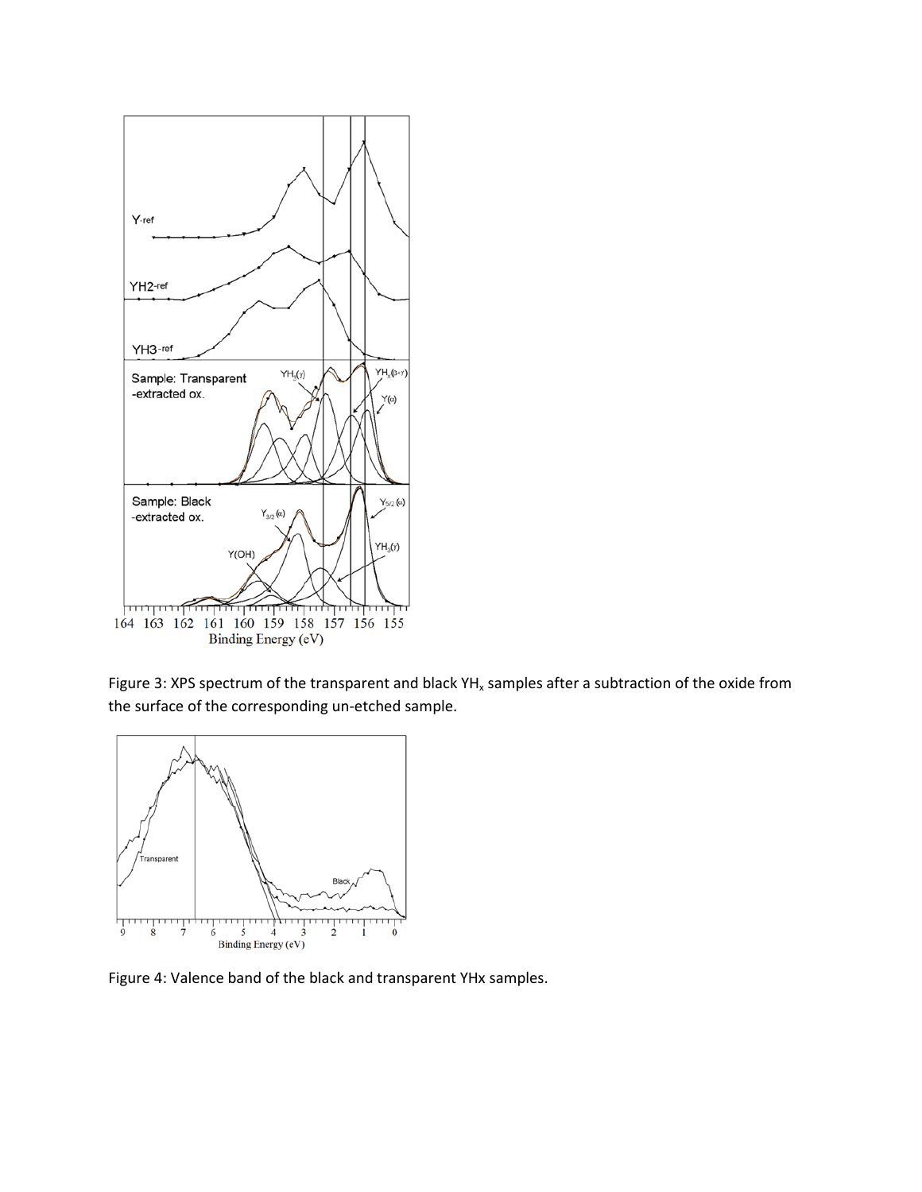Figure 3: XPS spectrum of the transparent and black $YH_x$ samples after a subtraction of the oxide from the surface of the corresponding un-etched sample.

Figure 4: Valence band of the black and transparent YHx samples.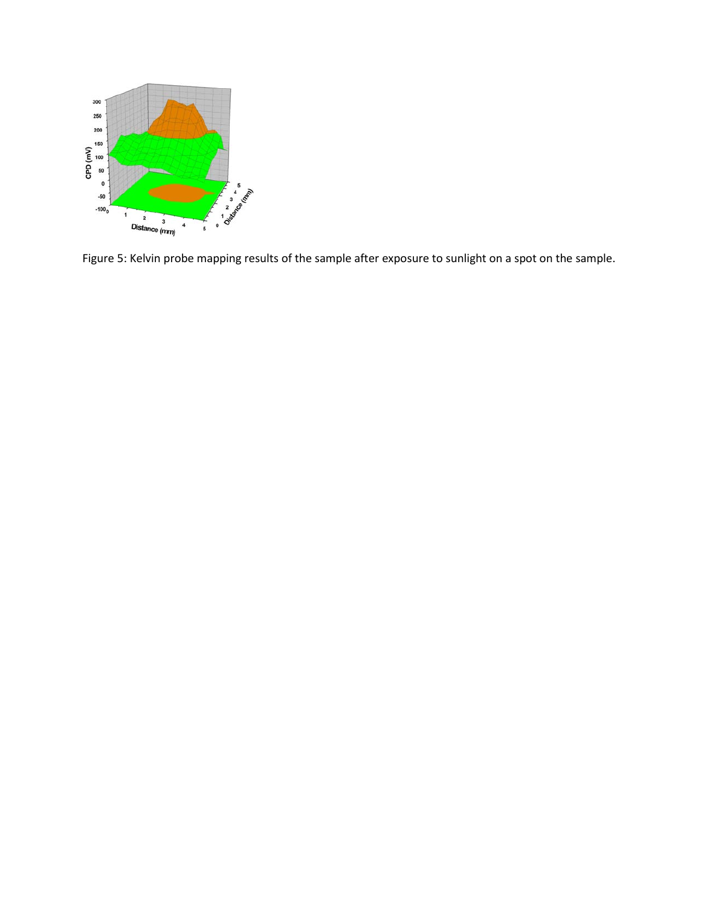CPD (mV)

300
250
200
150
100
50
0
-50
-100

0
1
2
3
4
5

Distance (mm)

0
1
2
3
4
5

Distance (mm)

Figure 5: Kelvin probe mapping results of the sample after exposure to sunlight on a spot on the sample.